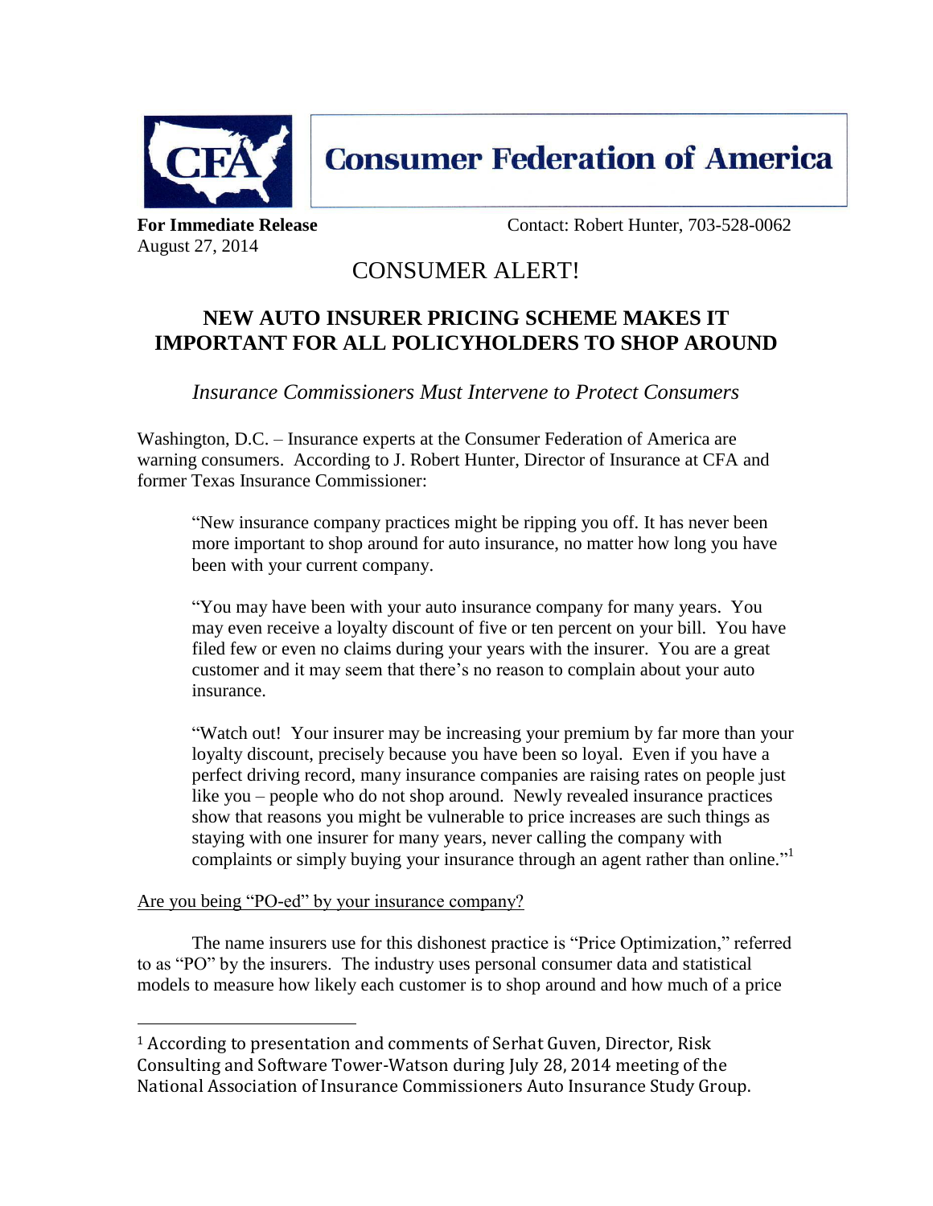# Consumer Federation of America

**For Immediate Release**
August 27, 2014

Contact: Robert Hunter, 703-528-0062

## CONSUMER ALERT!

## NEW AUTO INSURER PRICING SCHEME MAKES IT IMPORTANT FOR ALL POLICYHOLDERS TO SHOP AROUND

*Insurance Commissioners Must Intervene to Protect Consumers*

Washington, D.C. – Insurance experts at the Consumer Federation of America are warning consumers. According to J. Robert Hunter, Director of Insurance at CFA and former Texas Insurance Commissioner:

> "New insurance company practices might be ripping you off. It has never been more important to shop around for auto insurance, no matter how long you have been with your current company.
>
> "You may have been with your auto insurance company for many years. You may even receive a loyalty discount of five or ten percent on your bill. You have filed few or even no claims during your years with the insurer. You are a great customer and it may seem that there's no reason to complain about your auto insurance.
>
> "Watch out! Your insurer may be increasing your premium by far more than your loyalty discount, precisely because you have been so loyal. Even if you have a perfect driving record, many insurance companies are raising rates on people just like you – people who do not shop around. Newly revealed insurance practices show that reasons you might be vulnerable to price increases are such things as staying with one insurer for many years, never calling the company with complaints or simply buying your insurance through an agent rather than online."[1]

<u>Are you being "PO-ed" by your insurance company?</u>

The name insurers use for this dishonest practice is "Price Optimization," referred to as "PO" by the insurers. The industry uses personal consumer data and statistical models to measure how likely each customer is to shop around and how much of a price

---

[1] According to presentation and comments of Serhat Guven, Director, Risk Consulting and Software Tower-Watson during July 28, 2014 meeting of the National Association of Insurance Commissioners Auto Insurance Study Group.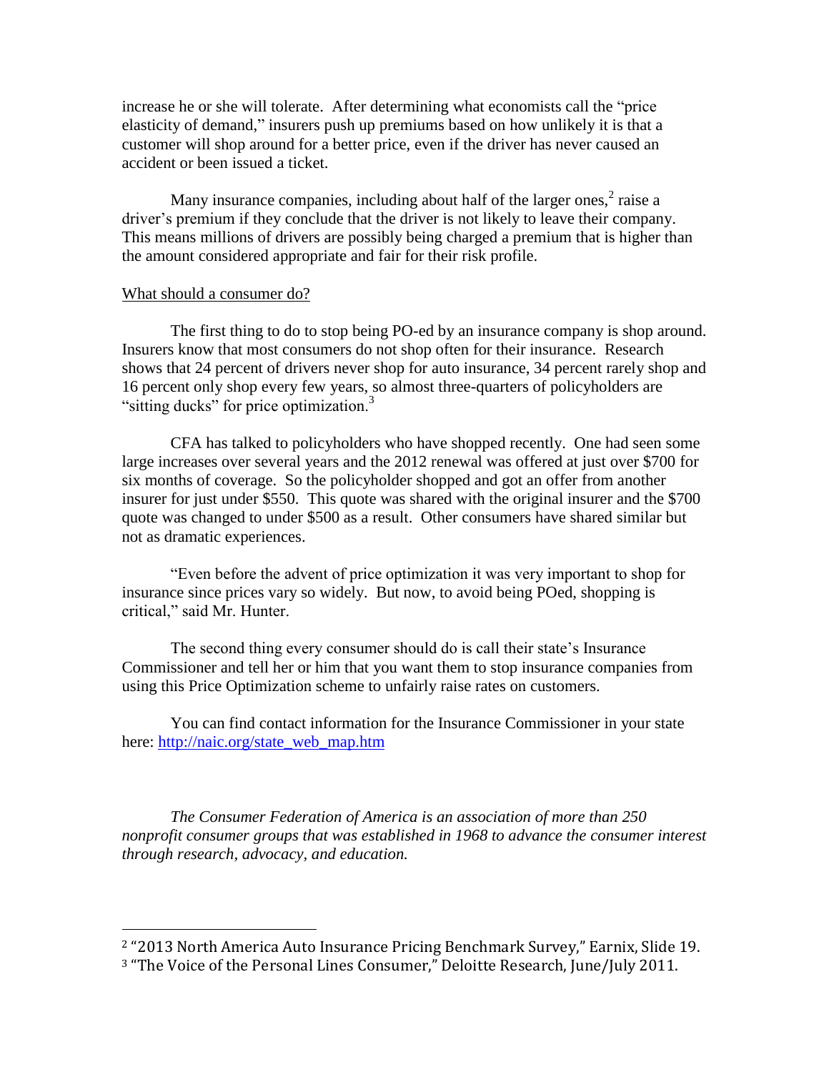increase he or she will tolerate. After determining what economists call the "price elasticity of demand," insurers push up premiums based on how unlikely it is that a customer will shop around for a better price, even if the driver has never caused an accident or been issued a ticket.

Many insurance companies, including about half of the larger ones,[2] raise a driver's premium if they conclude that the driver is not likely to leave their company. This means millions of drivers are possibly being charged a premium that is higher than the amount considered appropriate and fair for their risk profile.

What should a consumer do?

The first thing to do to stop being PO-ed by an insurance company is shop around. Insurers know that most consumers do not shop often for their insurance. Research shows that 24 percent of drivers never shop for auto insurance, 34 percent rarely shop and 16 percent only shop every few years, so almost three-quarters of policyholders are "sitting ducks" for price optimization.[3]

CFA has talked to policyholders who have shopped recently. One had seen some large increases over several years and the 2012 renewal was offered at just over $700 for six months of coverage. So the policyholder shopped and got an offer from another insurer for just under $550. This quote was shared with the original insurer and the $700 quote was changed to under $500 as a result. Other consumers have shared similar but not as dramatic experiences.

"Even before the advent of price optimization it was very important to shop for insurance since prices vary so widely. But now, to avoid being POed, shopping is critical," said Mr. Hunter.

The second thing every consumer should do is call their state's Insurance Commissioner and tell her or him that you want them to stop insurance companies from using this Price Optimization scheme to unfairly raise rates on customers.

You can find contact information for the Insurance Commissioner in your state here: http://naic.org/state_web_map.htm

*The Consumer Federation of America is an association of more than 250 nonprofit consumer groups that was established in 1968 to advance the consumer interest through research, advocacy, and education.*

---

[2] "2013 North America Auto Insurance Pricing Benchmark Survey," Earnix, Slide 19.

[3] "The Voice of the Personal Lines Consumer," Deloitte Research, June/July 2011.